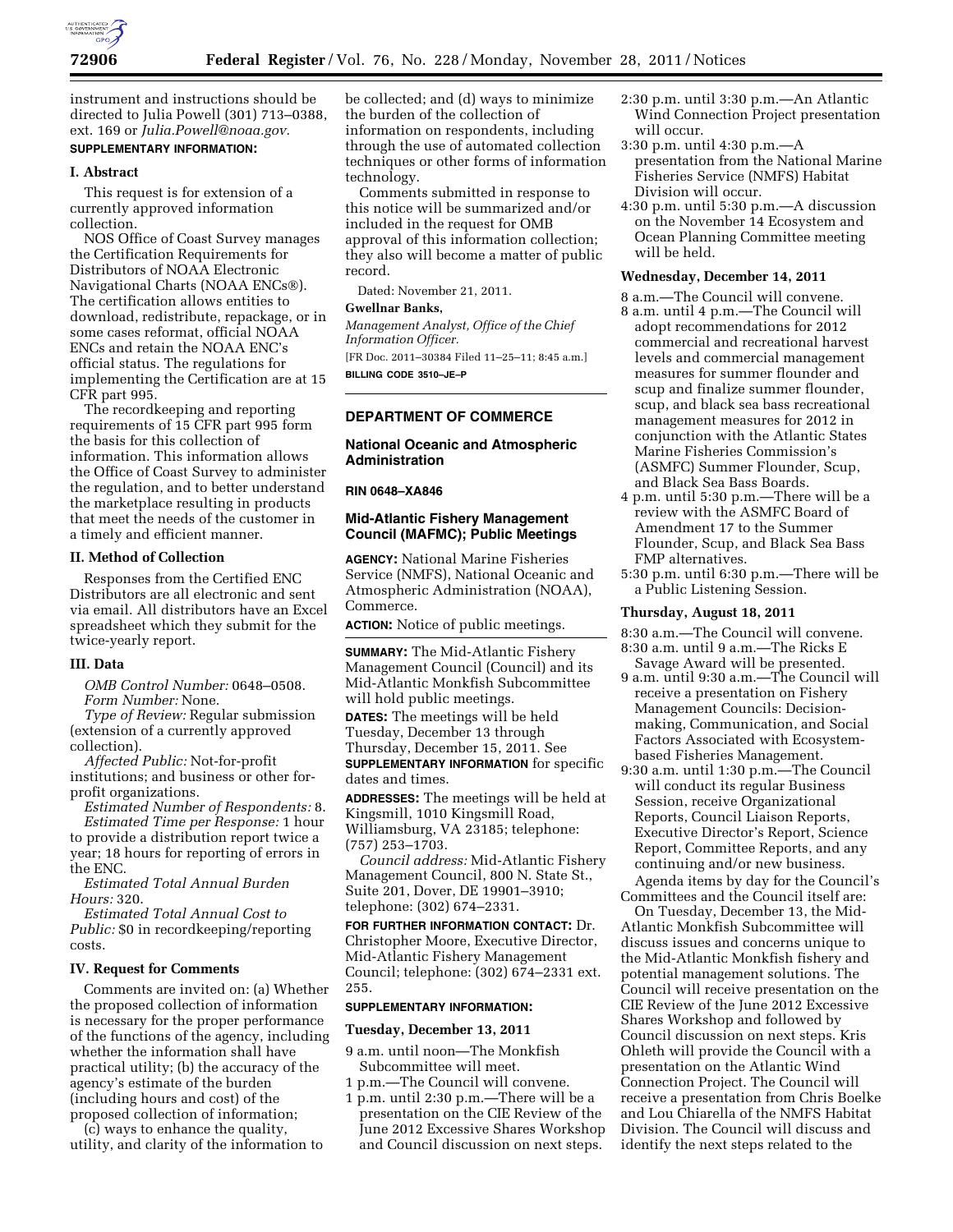instrument and instructions should be directed to Julia Powell (301) 713–0388, ext. 169 or *Julia.Powell@noaa.gov.*

**SUPPLEMENTARY INFORMATION:**

**I. Abstract**

This request is for extension of a currently approved information collection.

NOS Office of Coast Survey manages the Certification Requirements for Distributors of NOAA Electronic Navigational Charts (NOAA ENCs®). The certification allows entities to download, redistribute, repackage, or in some cases reformat, official NOAA ENCs and retain the NOAA ENC's official status. The regulations for implementing the Certification are at 15 CFR part 995.

The recordkeeping and reporting requirements of 15 CFR part 995 form the basis for this collection of information. This information allows the Office of Coast Survey to administer the regulation, and to better understand the marketplace resulting in products that meet the needs of the customer in a timely and efficient manner.

**II. Method of Collection**

Responses from the Certified ENC Distributors are all electronic and sent via email. All distributors have an Excel spreadsheet which they submit for the twice-yearly report.

**III. Data**

*OMB Control Number:* 0648–0508.

*Form Number:* None.

*Type of Review:* Regular submission (extension of a currently approved collection).

*Affected Public:* Not-for-profit institutions; and business or other for-profit organizations.

*Estimated Number of Respondents:* 8.

*Estimated Time per Response:* 1 hour to provide a distribution report twice a year; 18 hours for reporting of errors in the ENC.

*Estimated Total Annual Burden Hours:* 320.

*Estimated Total Annual Cost to Public:* $0 in recordkeeping/reporting costs.

**IV. Request for Comments**

Comments are invited on: (a) Whether the proposed collection of information is necessary for the proper performance of the functions of the agency, including whether the information shall have practical utility; (b) the accuracy of the agency's estimate of the burden (including hours and cost) of the proposed collection of information; (c) ways to enhance the quality, utility, and clarity of the information to be collected; and (d) ways to minimize the burden of the collection of information on respondents, including through the use of automated collection techniques or other forms of information technology.

Comments submitted in response to this notice will be summarized and/or included in the request for OMB approval of this information collection; they also will become a matter of public record.

Dated: November 21, 2011.

**Gwellnar Banks,**

*Management Analyst, Office of the Chief Information Officer.*

[FR Doc. 2011–30384 Filed 11–25–11; 8:45 a.m.]

**BILLING CODE 3510–JE–P**

## DEPARTMENT OF COMMERCE

### National Oceanic and Atmospheric Administration

**RIN 0648–XA846**

### Mid-Atlantic Fishery Management Council (MAFMC); Public Meetings

**AGENCY:** National Marine Fisheries Service (NMFS), National Oceanic and Atmospheric Administration (NOAA), Commerce.

**ACTION:** Notice of public meetings.

**SUMMARY:** The Mid-Atlantic Fishery Management Council (Council) and its Mid-Atlantic Monkfish Subcommittee will hold public meetings.

**DATES:** The meetings will be held Tuesday, December 13 through Thursday, December 15, 2011. See **SUPPLEMENTARY INFORMATION** for specific dates and times.

**ADDRESSES:** The meetings will be held at Kingsmill, 1010 Kingsmill Road, Williamsburg, VA 23185; telephone: (757) 253–1703.

*Council address:* Mid-Atlantic Fishery Management Council, 800 N. State St., Suite 201, Dover, DE 19901–3910; telephone: (302) 674–2331.

**FOR FURTHER INFORMATION CONTACT:** Dr. Christopher Moore, Executive Director, Mid-Atlantic Fishery Management Council; telephone: (302) 674–2331 ext. 255.

**SUPPLEMENTARY INFORMATION:**

**Tuesday, December 13, 2011**

9 a.m. until noon—The Monkfish Subcommittee will meet.

1 p.m.—The Council will convene.

1 p.m. until 2:30 p.m.—There will be a presentation on the CIE Review of the June 2012 Excessive Shares Workshop and Council discussion on next steps.

2:30 p.m. until 3:30 p.m.—An Atlantic Wind Connection Project presentation will occur.

3:30 p.m. until 4:30 p.m.—A presentation from the National Marine Fisheries Service (NMFS) Habitat Division will occur.

4:30 p.m. until 5:30 p.m.—A discussion on the November 14 Ecosystem and Ocean Planning Committee meeting will be held.

**Wednesday, December 14, 2011**

8 a.m.—The Council will convene.

8 a.m. until 4 p.m.—The Council will adopt recommendations for 2012 commercial and recreational harvest levels and commercial management measures for summer flounder and scup and finalize summer flounder, scup, and black sea bass recreational management measures for 2012 in conjunction with the Atlantic States Marine Fisheries Commission's (ASMFC) Summer Flounder, Scup, and Black Sea Bass Boards.

4 p.m. until 5:30 p.m.—There will be a review with the ASMFC Board of Amendment 17 to the Summer Flounder, Scup, and Black Sea Bass FMP alternatives.

5:30 p.m. until 6:30 p.m.—There will be a Public Listening Session.

**Thursday, August 18, 2011**

8:30 a.m.—The Council will convene.

8:30 a.m. until 9 a.m.—The Ricks E Savage Award will be presented.

9 a.m. until 9:30 a.m.—The Council will receive a presentation on Fishery Management Councils: Decision-making, Communication, and Social Factors Associated with Ecosystem-based Fisheries Management.

9:30 a.m. until 1:30 p.m.—The Council will conduct its regular Business Session, receive Organizational Reports, Council Liaison Reports, Executive Director's Report, Science Report, Committee Reports, and any continuing and/or new business.

Agenda items by day for the Council's Committees and the Council itself are:

On Tuesday, December 13, the Mid-Atlantic Monkfish Subcommittee will discuss issues and concerns unique to the Mid-Atlantic Monkfish fishery and potential management solutions. The Council will receive presentation on the CIE Review of the June 2012 Excessive Shares Workshop and followed by Council discussion on next steps. Kris Ohleth will provide the Council with a presentation on the Atlantic Wind Connection Project. The Council will receive a presentation from Chris Boelke and Lou Chiarella of the NMFS Habitat Division. The Council will discuss and identify the next steps related to the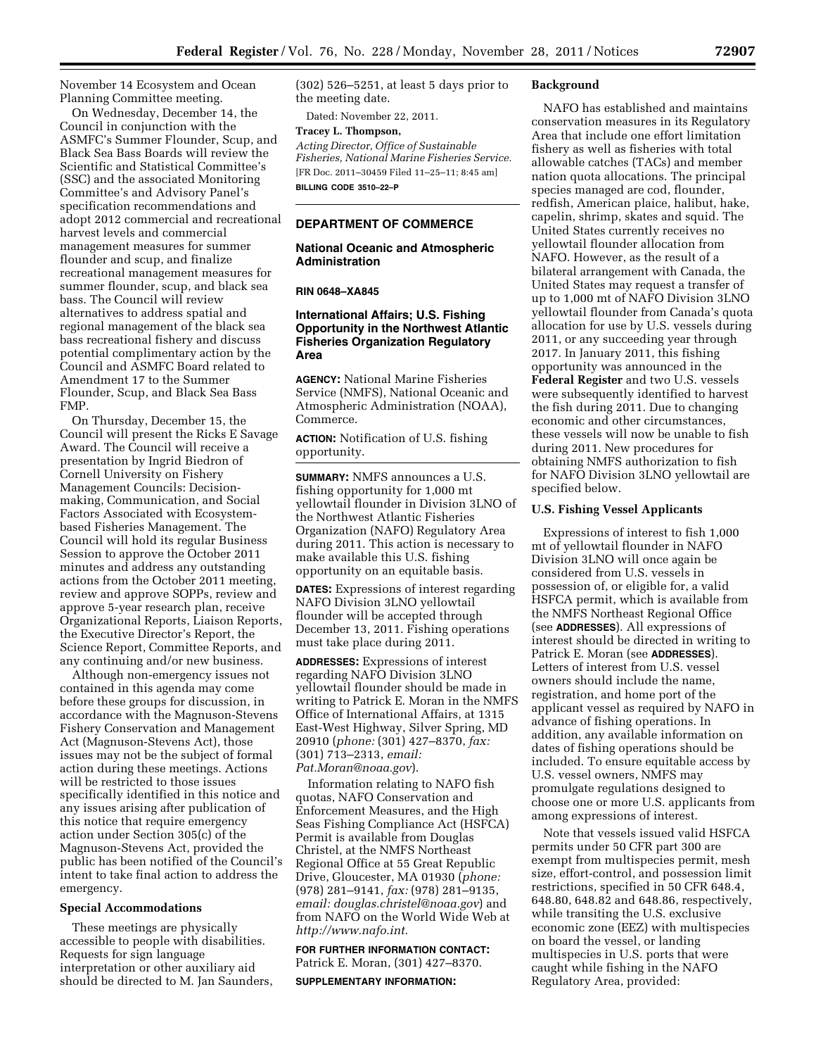November 14 Ecosystem and Ocean Planning Committee meeting.

On Wednesday, December 14, the Council in conjunction with the ASMFC's Summer Flounder, Scup, and Black Sea Bass Boards will review the Scientific and Statistical Committee's (SSC) and the associated Monitoring Committee's and Advisory Panel's specification recommendations and adopt 2012 commercial and recreational harvest levels and commercial management measures for summer flounder and scup, and finalize recreational management measures for summer flounder, scup, and black sea bass. The Council will review alternatives to address spatial and regional management of the black sea bass recreational fishery and discuss potential complimentary action by the Council and ASMFC Board related to Amendment 17 to the Summer Flounder, Scup, and Black Sea Bass FMP.

On Thursday, December 15, the Council will present the Ricks E Savage Award. The Council will receive a presentation by Ingrid Biedron of Cornell University on Fishery Management Councils: Decision-making, Communication, and Social Factors Associated with Ecosystem-based Fisheries Management. The Council will hold its regular Business Session to approve the October 2011 minutes and address any outstanding actions from the October 2011 meeting, review and approve SOPPs, review and approve 5-year research plan, receive Organizational Reports, Liaison Reports, the Executive Director's Report, the Science Report, Committee Reports, and any continuing and/or new business.

Although non-emergency issues not contained in this agenda may come before these groups for discussion, in accordance with the Magnuson-Stevens Fishery Conservation and Management Act (Magnuson-Stevens Act), those issues may not be the subject of formal action during these meetings. Actions will be restricted to those issues specifically identified in this notice and any issues arising after publication of this notice that require emergency action under Section 305(c) of the Magnuson-Stevens Act, provided the public has been notified of the Council's intent to take final action to address the emergency.

## Special Accommodations

These meetings are physically accessible to people with disabilities. Requests for sign language interpretation or other auxiliary aid should be directed to M. Jan Saunders, (302) 526–5251, at least 5 days prior to the meeting date.

Dated: November 22, 2011.

**Tracey L. Thompson,**

*Acting Director, Office of Sustainable Fisheries, National Marine Fisheries Service.*

[FR Doc. 2011–30459 Filed 11–25–11; 8:45 am]

**BILLING CODE 3510–22–P**

---

## DEPARTMENT OF COMMERCE

### National Oceanic and Atmospheric Administration

**RIN 0648–XA845**

### International Affairs; U.S. Fishing Opportunity in the Northwest Atlantic Fisheries Organization Regulatory Area

**AGENCY:** National Marine Fisheries Service (NMFS), National Oceanic and Atmospheric Administration (NOAA), Commerce.

**ACTION:** Notification of U.S. fishing opportunity.

**SUMMARY:** NMFS announces a U.S. fishing opportunity for 1,000 mt yellowtail flounder in Division 3LNO of the Northwest Atlantic Fisheries Organization (NAFO) Regulatory Area during 2011. This action is necessary to make available this U.S. fishing opportunity on an equitable basis.

**DATES:** Expressions of interest regarding NAFO Division 3LNO yellowtail flounder will be accepted through December 13, 2011. Fishing operations must take place during 2011.

**ADDRESSES:** Expressions of interest regarding NAFO Division 3LNO yellowtail flounder should be made in writing to Patrick E. Moran in the NMFS Office of International Affairs, at 1315 East-West Highway, Silver Spring, MD 20910 (*phone:* (301) 427–8370, *fax:* (301) 713–2313, *email: Pat.Moran@noaa.gov*).

Information relating to NAFO fish quotas, NAFO Conservation and Enforcement Measures, and the High Seas Fishing Compliance Act (HSFCA) Permit is available from Douglas Christel, at the NMFS Northeast Regional Office at 55 Great Republic Drive, Gloucester, MA 01930 (*phone:* (978) 281–9141, *fax:* (978) 281–9135, *email: douglas.christel@noaa.gov*) and from NAFO on the World Wide Web at *http://www.nafo.int.*

**FOR FURTHER INFORMATION CONTACT:** Patrick E. Moran, (301) 427–8370.

**SUPPLEMENTARY INFORMATION:**

### Background

NAFO has established and maintains conservation measures in its Regulatory Area that include one effort limitation fishery as well as fisheries with total allowable catches (TACs) and member nation quota allocations. The principal species managed are cod, flounder, redfish, American plaice, halibut, hake, capelin, shrimp, skates and squid. The United States currently receives no yellowtail flounder allocation from NAFO. However, as the result of a bilateral arrangement with Canada, the United States may request a transfer of up to 1,000 mt of NAFO Division 3LNO yellowtail flounder from Canada's quota allocation for use by U.S. vessels during 2011, or any succeeding year through 2017. In January 2011, this fishing opportunity was announced in the **Federal Register** and two U.S. vessels were subsequently identified to harvest the fish during 2011. Due to changing economic and other circumstances, these vessels will now be unable to fish during 2011. New procedures for obtaining NMFS authorization to fish for NAFO Division 3LNO yellowtail are specified below.

### U.S. Fishing Vessel Applicants

Expressions of interest to fish 1,000 mt of yellowtail flounder in NAFO Division 3LNO will once again be considered from U.S. vessels in possession of, or eligible for, a valid HSFCA permit, which is available from the NMFS Northeast Regional Office (see **ADDRESSES**). All expressions of interest should be directed in writing to Patrick E. Moran (see **ADDRESSES**). Letters of interest from U.S. vessel owners should include the name, registration, and home port of the applicant vessel as required by NAFO in advance of fishing operations. In addition, any available information on dates of fishing operations should be included. To ensure equitable access by U.S. vessel owners, NMFS may promulgate regulations designed to choose one or more U.S. applicants from among expressions of interest.

Note that vessels issued valid HSFCA permits under 50 CFR part 300 are exempt from multispecies permit, mesh size, effort-control, and possession limit restrictions, specified in 50 CFR 648.4, 648.80, 648.82 and 648.86, respectively, while transiting the U.S. exclusive economic zone (EEZ) with multispecies on board the vessel, or landing multispecies in U.S. ports that were caught while fishing in the NAFO Regulatory Area, provided: